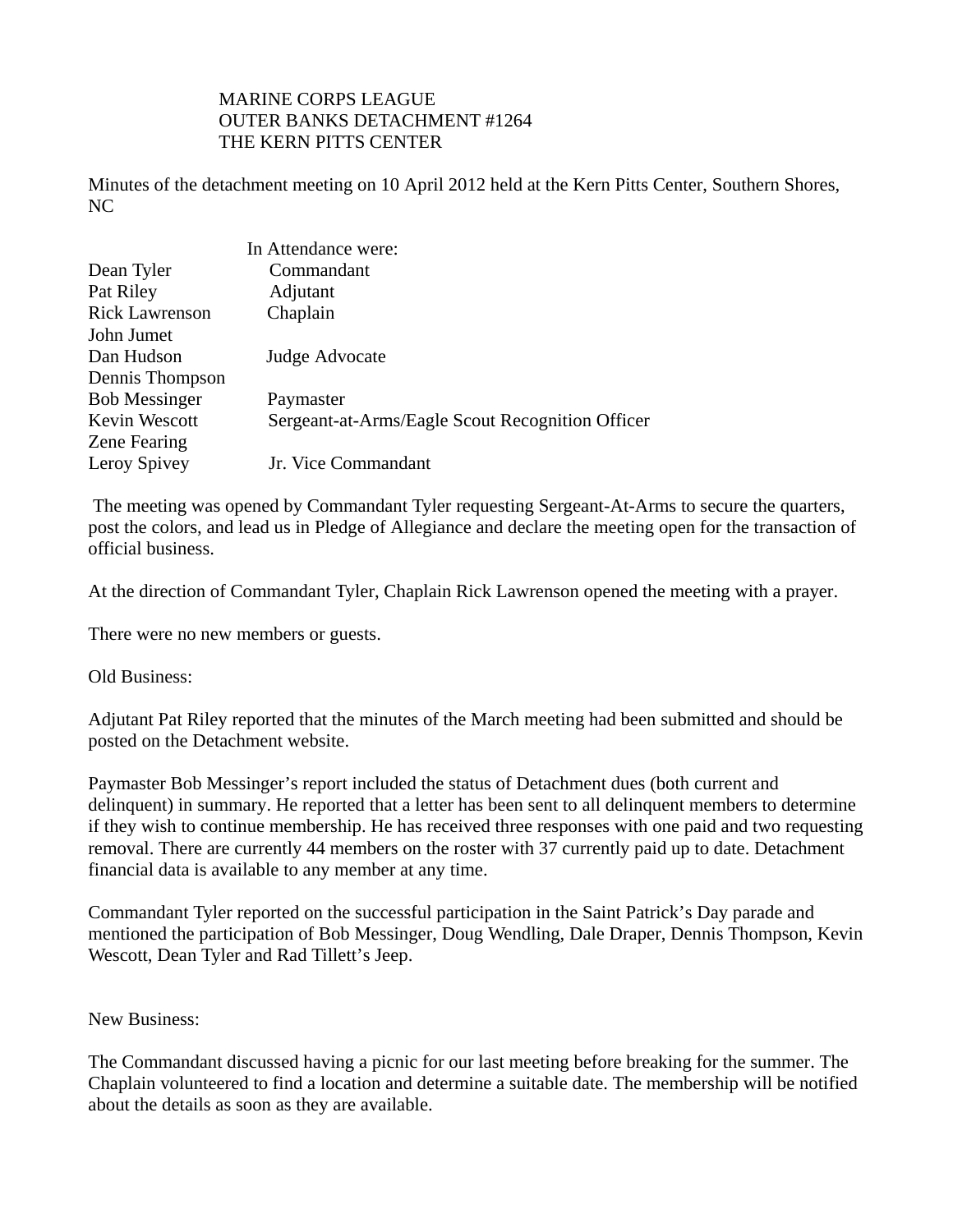MARINE CORPS LEAGUE
OUTER BANKS DETACHMENT #1264
THE KERN PITTS CENTER

Minutes of the detachment meeting on 10 April 2012 held at the Kern Pitts Center, Southern Shores, NC

In Attendance were:

| | |
|---|---|
| Dean Tyler | Commandant |
| Pat Riley | Adjutant |
| Rick Lawrenson | Chaplain |
| John Jumet | |
| Dan Hudson | Judge Advocate |
| Dennis Thompson | |
| Bob Messinger | Paymaster |
| Kevin Wescott | Sergeant-at-Arms/Eagle Scout Recognition Officer |
| Zene Fearing | |
| Leroy Spivey | Jr. Vice Commandant |

The meeting was opened by Commandant Tyler requesting Sergeant-At-Arms to secure the quarters, post the colors, and lead us in Pledge of Allegiance and declare the meeting open for the transaction of official business.

At the direction of Commandant Tyler, Chaplain Rick Lawrenson opened the meeting with a prayer.

There were no new members or guests.

Old Business:

Adjutant Pat Riley reported that the minutes of the March meeting had been submitted and should be posted on the Detachment website.

Paymaster Bob Messinger's report included the status of Detachment dues (both current and delinquent) in summary. He reported that a letter has been sent to all delinquent members to determine if they wish to continue membership. He has received three responses with one paid and two requesting removal. There are currently 44 members on the roster with 37 currently paid up to date. Detachment financial data is available to any member at any time.

Commandant Tyler reported on the successful participation in the Saint Patrick's Day parade and mentioned the participation of Bob Messinger, Doug Wendling, Dale Draper, Dennis Thompson, Kevin Wescott, Dean Tyler and Rad Tillett's Jeep.

New Business:

The Commandant discussed having a picnic for our last meeting before breaking for the summer. The Chaplain volunteered to find a location and determine a suitable date. The membership will be notified about the details as soon as they are available.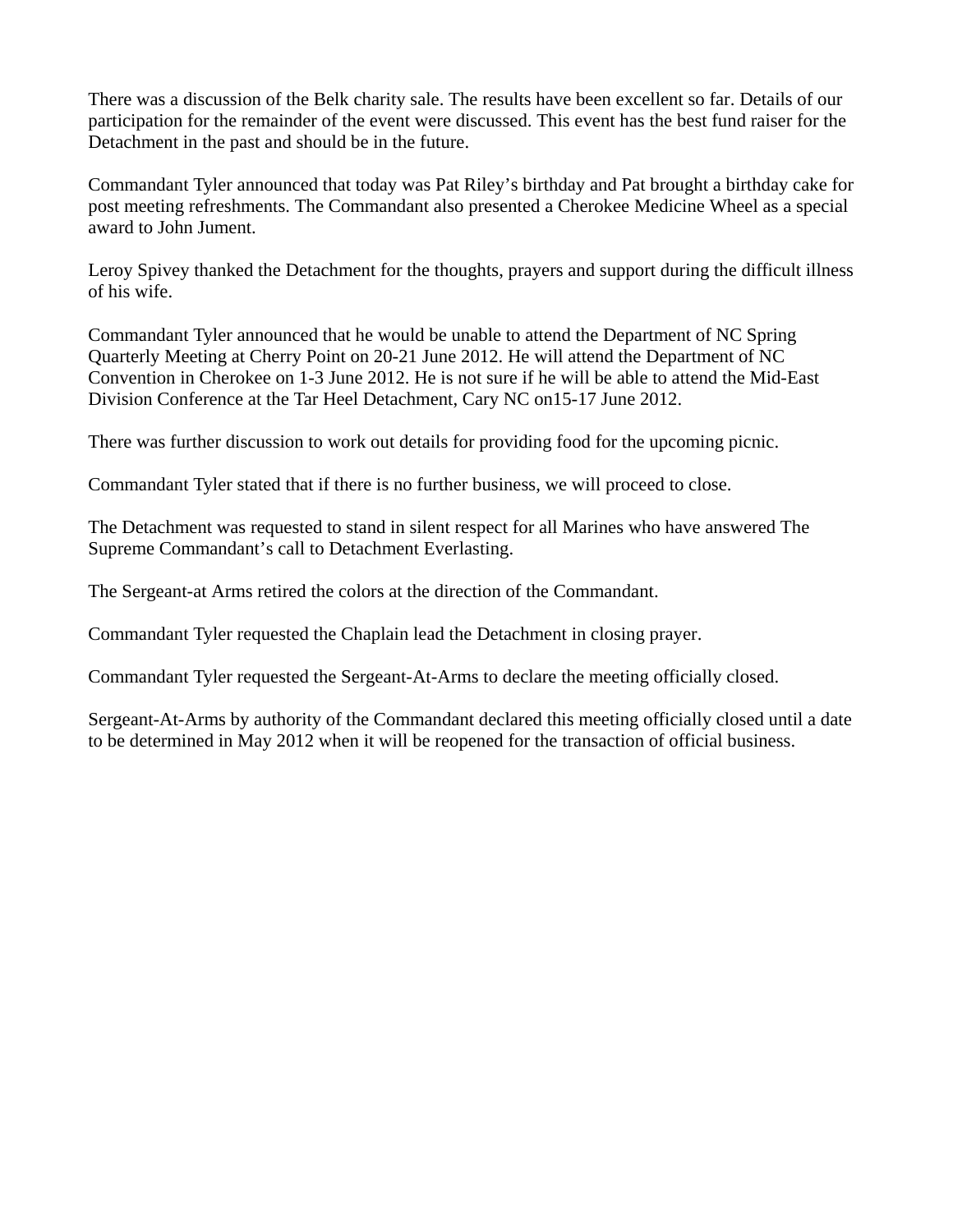There was a discussion of the Belk charity sale. The results have been excellent so far. Details of our participation for the remainder of the event were discussed. This event has the best fund raiser for the Detachment in the past and should be in the future.

Commandant Tyler announced that today was Pat Riley's birthday and Pat brought a birthday cake for post meeting refreshments. The Commandant also presented a Cherokee Medicine Wheel as a special award to John Jument.

Leroy Spivey thanked the Detachment for the thoughts, prayers and support during the difficult illness of his wife.

Commandant Tyler announced that he would be unable to attend the Department of NC Spring Quarterly Meeting at Cherry Point on 20-21 June 2012. He will attend the Department of NC Convention in Cherokee on 1-3 June 2012. He is not sure if he will be able to attend the Mid-East Division Conference at the Tar Heel Detachment, Cary NC on15-17 June 2012.

There was further discussion to work out details for providing food for the upcoming picnic.

Commandant Tyler stated that if there is no further business, we will proceed to close.

The Detachment was requested to stand in silent respect for all Marines who have answered The Supreme Commandant's call to Detachment Everlasting.

The Sergeant-at Arms retired the colors at the direction of the Commandant.

Commandant Tyler requested the Chaplain lead the Detachment in closing prayer.

Commandant Tyler requested the Sergeant-At-Arms to declare the meeting officially closed.

Sergeant-At-Arms by authority of the Commandant declared this meeting officially closed until a date to be determined in May 2012 when it will be reopened for the transaction of official business.